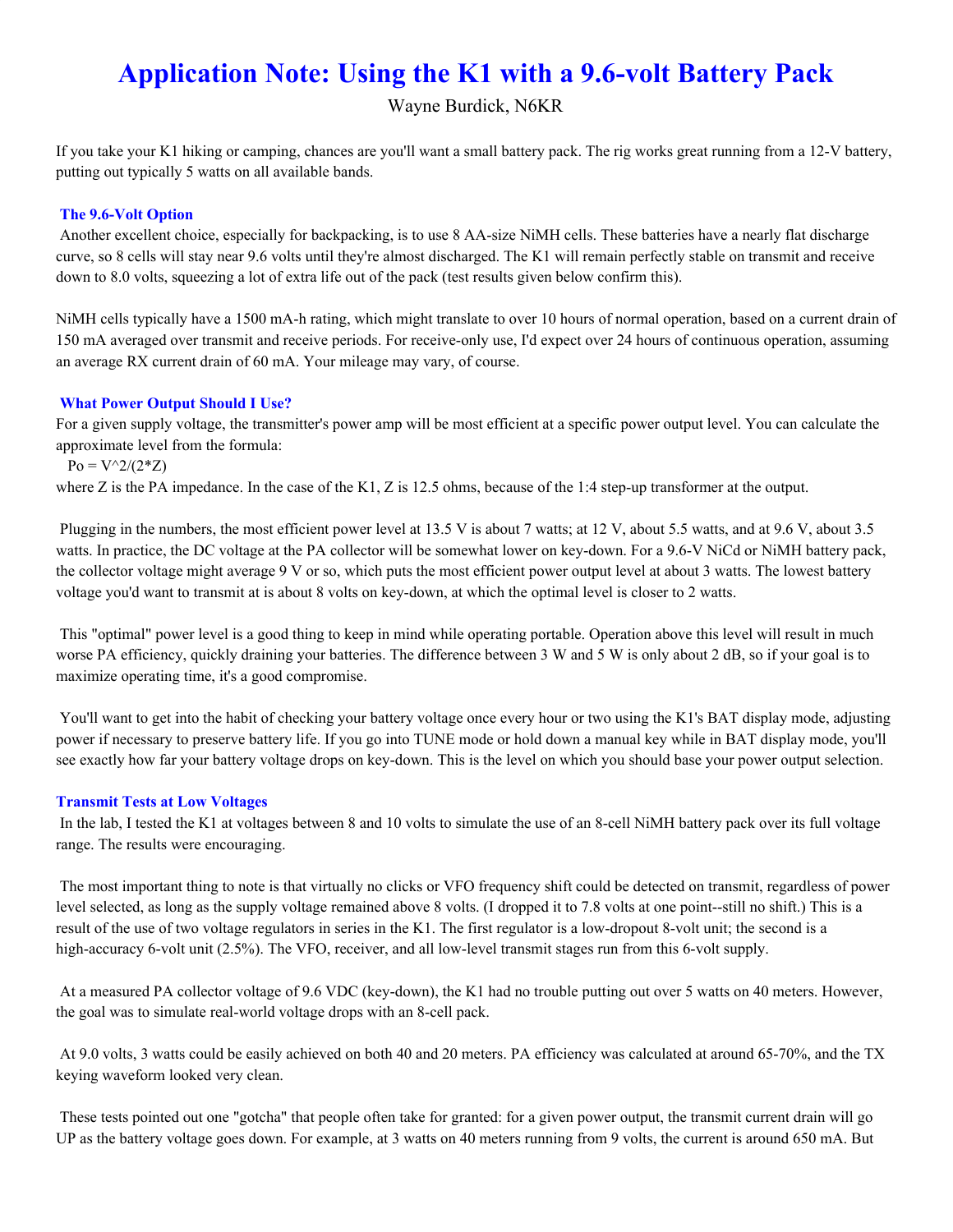# Application Note: Using the K1 with a 9.6-volt Battery Pack

Wayne Burdick, N6KR

If you take your K1 hiking or camping, chances are you'll want a small battery pack. The rig works great running from a 12-V battery, putting out typically 5 watts on all available bands.

### The 9.6-Volt Option

Another excellent choice, especially for backpacking, is to use 8 AA-size NiMH cells. These batteries have a nearly flat discharge curve, so 8 cells will stay near 9.6 volts until they're almost discharged. The K1 will remain perfectly stable on transmit and receive down to 8.0 volts, squeezing a lot of extra life out of the pack (test results given below confirm this).

NiMH cells typically have a 1500 mA-h rating, which might translate to over 10 hours of normal operation, based on a current drain of 150 mA averaged over transmit and receive periods. For receive-only use, I'd expect over 24 hours of continuous operation, assuming an average RX current drain of 60 mA. Your mileage may vary, of course.

### What Power Output Should I Use?

For a given supply voltage, the transmitter's power amp will be most efficient at a specific power output level. You can calculate the approximate level from the formula:

$$P_o = V^2/(2*Z)$$

where Z is the PA impedance. In the case of the K1, Z is 12.5 ohms, because of the 1:4 step-up transformer at the output.

Plugging in the numbers, the most efficient power level at 13.5 V is about 7 watts; at 12 V, about 5.5 watts, and at 9.6 V, about 3.5 watts. In practice, the DC voltage at the PA collector will be somewhat lower on key-down. For a 9.6-V NiCd or NiMH battery pack, the collector voltage might average 9 V or so, which puts the most efficient power output level at about 3 watts. The lowest battery voltage you'd want to transmit at is about 8 volts on key-down, at which the optimal level is closer to 2 watts.

This "optimal" power level is a good thing to keep in mind while operating portable. Operation above this level will result in much worse PA efficiency, quickly draining your batteries. The difference between 3 W and 5 W is only about 2 dB, so if your goal is to maximize operating time, it's a good compromise.

You'll want to get into the habit of checking your battery voltage once every hour or two using the K1's BAT display mode, adjusting power if necessary to preserve battery life. If you go into TUNE mode or hold down a manual key while in BAT display mode, you'll see exactly how far your battery voltage drops on key-down. This is the level on which you should base your power output selection.

### Transmit Tests at Low Voltages

In the lab, I tested the K1 at voltages between 8 and 10 volts to simulate the use of an 8-cell NiMH battery pack over its full voltage range. The results were encouraging.

The most important thing to note is that virtually no clicks or VFO frequency shift could be detected on transmit, regardless of power level selected, as long as the supply voltage remained above 8 volts. (I dropped it to 7.8 volts at one point--still no shift.) This is a result of the use of two voltage regulators in series in the K1. The first regulator is a low-dropout 8-volt unit; the second is a high-accuracy 6-volt unit (2.5%). The VFO, receiver, and all low-level transmit stages run from this 6-volt supply.

At a measured PA collector voltage of 9.6 VDC (key-down), the K1 had no trouble putting out over 5 watts on 40 meters. However, the goal was to simulate real-world voltage drops with an 8-cell pack.

At 9.0 volts, 3 watts could be easily achieved on both 40 and 20 meters. PA efficiency was calculated at around 65-70%, and the TX keying waveform looked very clean.

These tests pointed out one "gotcha" that people often take for granted: for a given power output, the transmit current drain will go UP as the battery voltage goes down. For example, at 3 watts on 40 meters running from 9 volts, the current is around 650 mA. But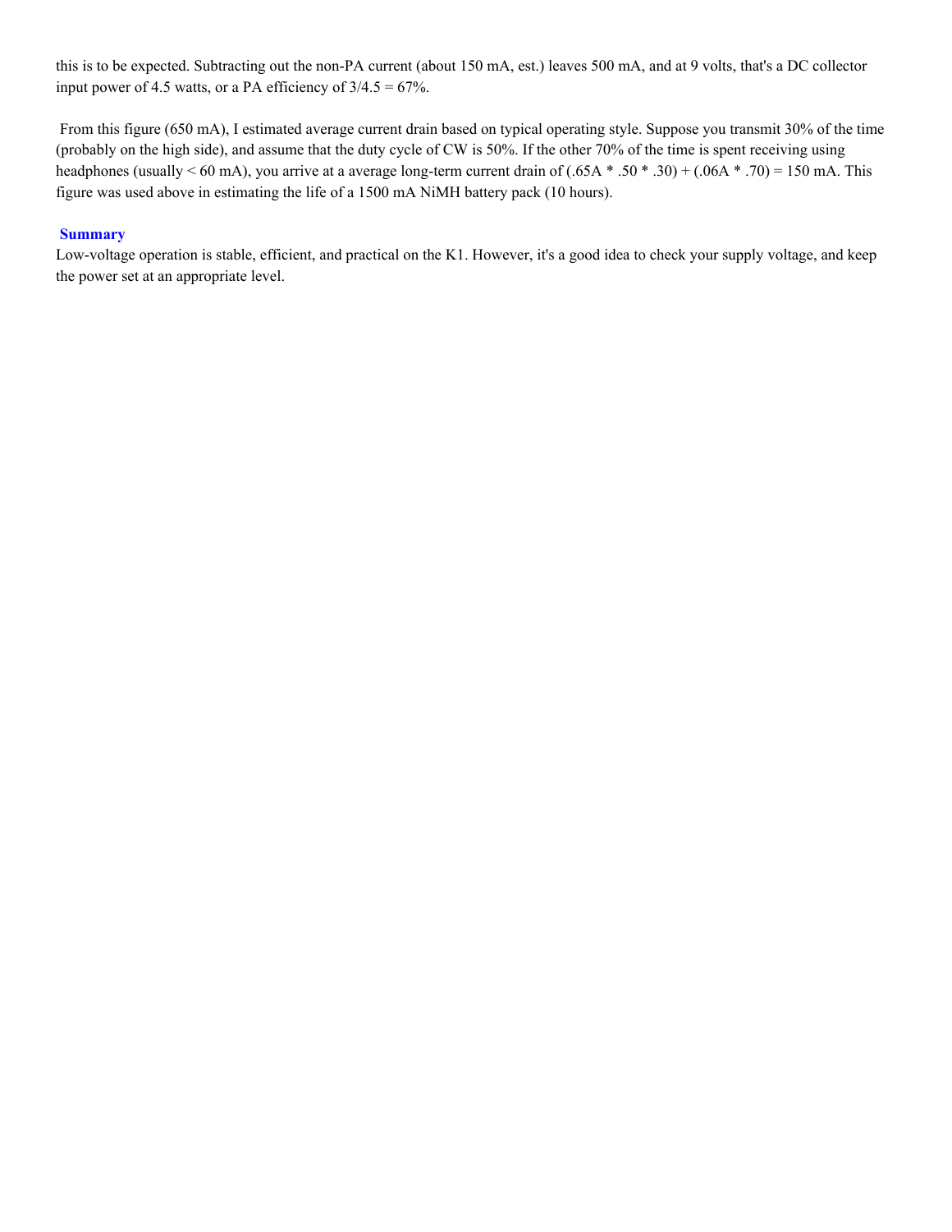this is to be expected. Subtracting out the non-PA current (about 150 mA, est.) leaves 500 mA, and at 9 volts, that's a DC collector input power of 4.5 watts, or a PA efficiency of 3/4.5 = 67%.

From this figure (650 mA), I estimated average current drain based on typical operating style. Suppose you transmit 30% of the time (probably on the high side), and assume that the duty cycle of CW is 50%. If the other 70% of the time is spent receiving using headphones (usually < 60 mA), you arrive at a average long-term current drain of (.65A * .50 * .30) + (.06A * .70) = 150 mA. This figure was used above in estimating the life of a 1500 mA NiMH battery pack (10 hours).

## Summary

Low-voltage operation is stable, efficient, and practical on the K1. However, it's a good idea to check your supply voltage, and keep the power set at an appropriate level.